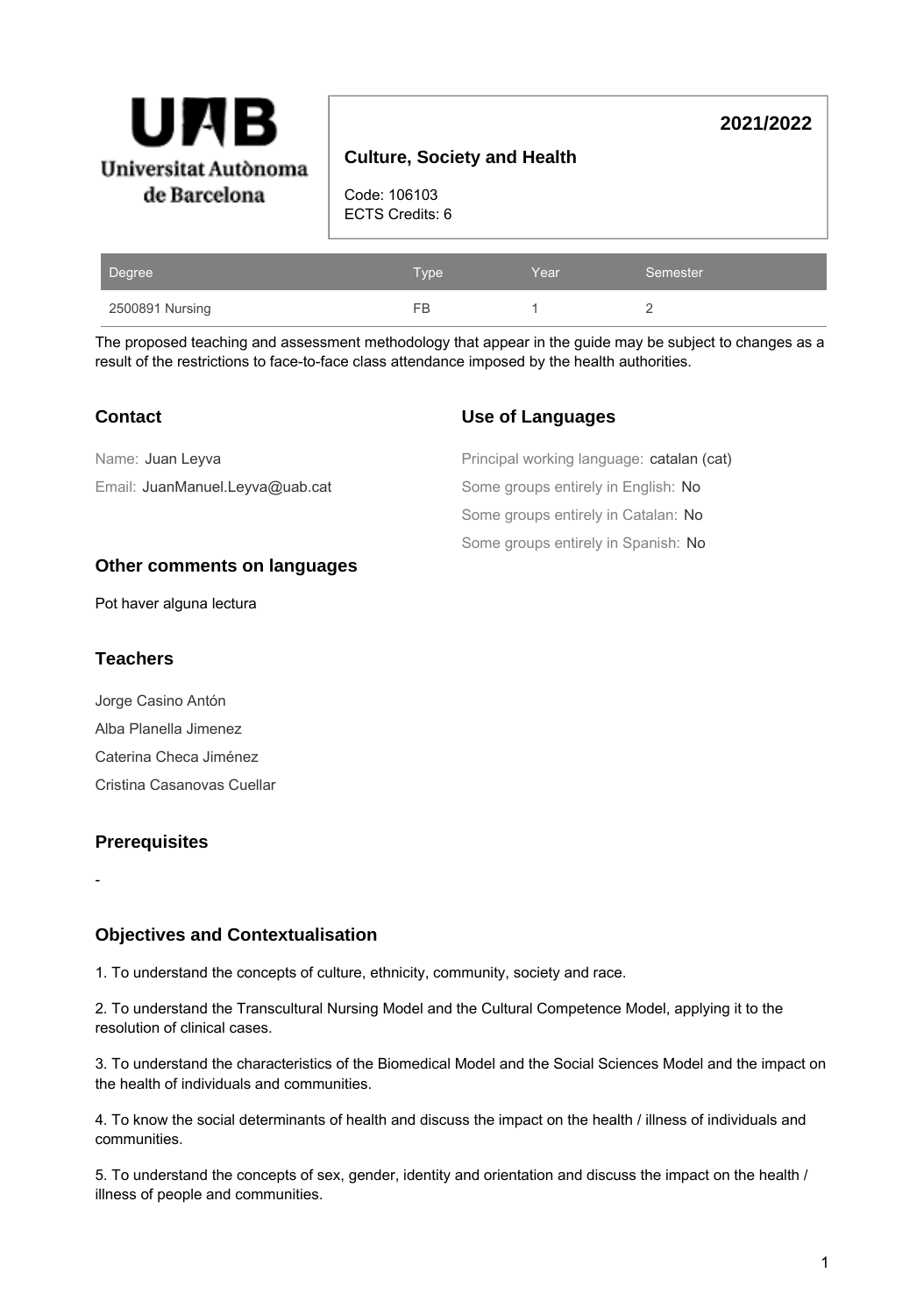**Universitat Autònoma de Barcelona**

**2021/2022**

## Culture, Society and Health

Code: 106103
ECTS Credits: 6

| Degree | Type | Year | Semester |
| --- | --- | --- | --- |
| 2500891 Nursing | FB | 1 | 2 |

The proposed teaching and assessment methodology that appear in the guide may be subject to changes as a result of the restrictions to face-to-face class attendance imposed by the health authorities.

### Contact

Name: Juan Leyva

Email: JuanManuel.Leyva@uab.cat

### Use of Languages

Principal working language: catalan (cat)

Some groups entirely in English: No

Some groups entirely in Catalan: No

Some groups entirely in Spanish: No

### Other comments on languages

Pot haver alguna lectura

### Teachers

Jorge Casino Antón

Alba Planella Jimenez

Caterina Checa Jiménez

Cristina Casanovas Cuellar

### Prerequisites

-

### Objectives and Contextualisation

1. To understand the concepts of culture, ethnicity, community, society and race.

2. To understand the Transcultural Nursing Model and the Cultural Competence Model, applying it to the resolution of clinical cases.

3. To understand the characteristics of the Biomedical Model and the Social Sciences Model and the impact on the health of individuals and communities.

4. To know the social determinants of health and discuss the impact on the health / illness of individuals and communities.

5. To understand the concepts of sex, gender, identity and orientation and discuss the impact on the health / illness of people and communities.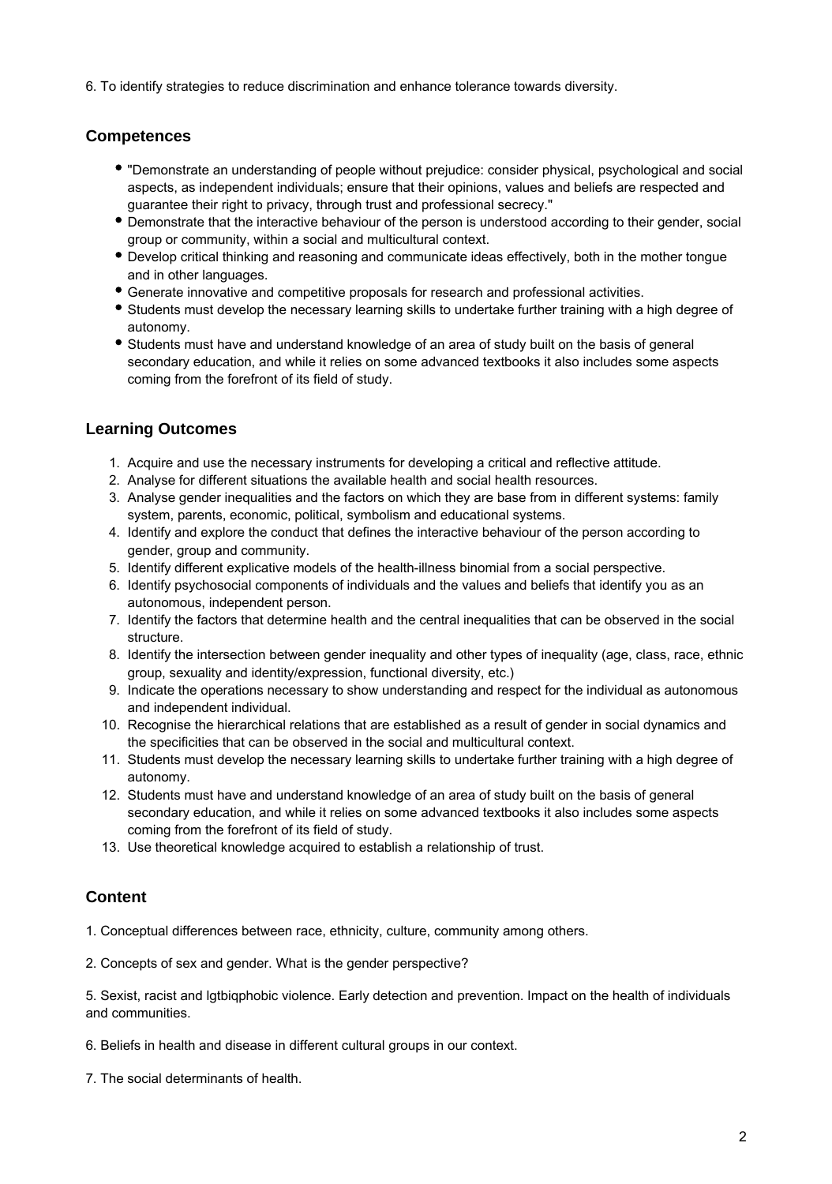6. To identify strategies to reduce discrimination and enhance tolerance towards diversity.

## Competences

- "Demonstrate an understanding of people without prejudice: consider physical, psychological and social aspects, as independent individuals; ensure that their opinions, values and beliefs are respected and guarantee their right to privacy, through trust and professional secrecy."
- Demonstrate that the interactive behaviour of the person is understood according to their gender, social group or community, within a social and multicultural context.
- Develop critical thinking and reasoning and communicate ideas effectively, both in the mother tongue and in other languages.
- Generate innovative and competitive proposals for research and professional activities.
- Students must develop the necessary learning skills to undertake further training with a high degree of autonomy.
- Students must have and understand knowledge of an area of study built on the basis of general secondary education, and while it relies on some advanced textbooks it also includes some aspects coming from the forefront of its field of study.

## Learning Outcomes

1. Acquire and use the necessary instruments for developing a critical and reflective attitude.
2. Analyse for different situations the available health and social health resources.
3. Analyse gender inequalities and the factors on which they are base from in different systems: family system, parents, economic, political, symbolism and educational systems.
4. Identify and explore the conduct that defines the interactive behaviour of the person according to gender, group and community.
5. Identify different explicative models of the health-illness binomial from a social perspective.
6. Identify psychosocial components of individuals and the values and beliefs that identify you as an autonomous, independent person.
7. Identify the factors that determine health and the central inequalities that can be observed in the social structure.
8. Identify the intersection between gender inequality and other types of inequality (age, class, race, ethnic group, sexuality and identity/expression, functional diversity, etc.)
9. Indicate the operations necessary to show understanding and respect for the individual as autonomous and independent individual.
10. Recognise the hierarchical relations that are established as a result of gender in social dynamics and the specificities that can be observed in the social and multicultural context.
11. Students must develop the necessary learning skills to undertake further training with a high degree of autonomy.
12. Students must have and understand knowledge of an area of study built on the basis of general secondary education, and while it relies on some advanced textbooks it also includes some aspects coming from the forefront of its field of study.
13. Use theoretical knowledge acquired to establish a relationship of trust.

## Content

1. Conceptual differences between race, ethnicity, culture, community among others.

2. Concepts of sex and gender. What is the gender perspective?

5. Sexist, racist and lgtbiqphobic violence. Early detection and prevention. Impact on the health of individuals and communities.

6. Beliefs in health and disease in different cultural groups in our context.

7. The social determinants of health.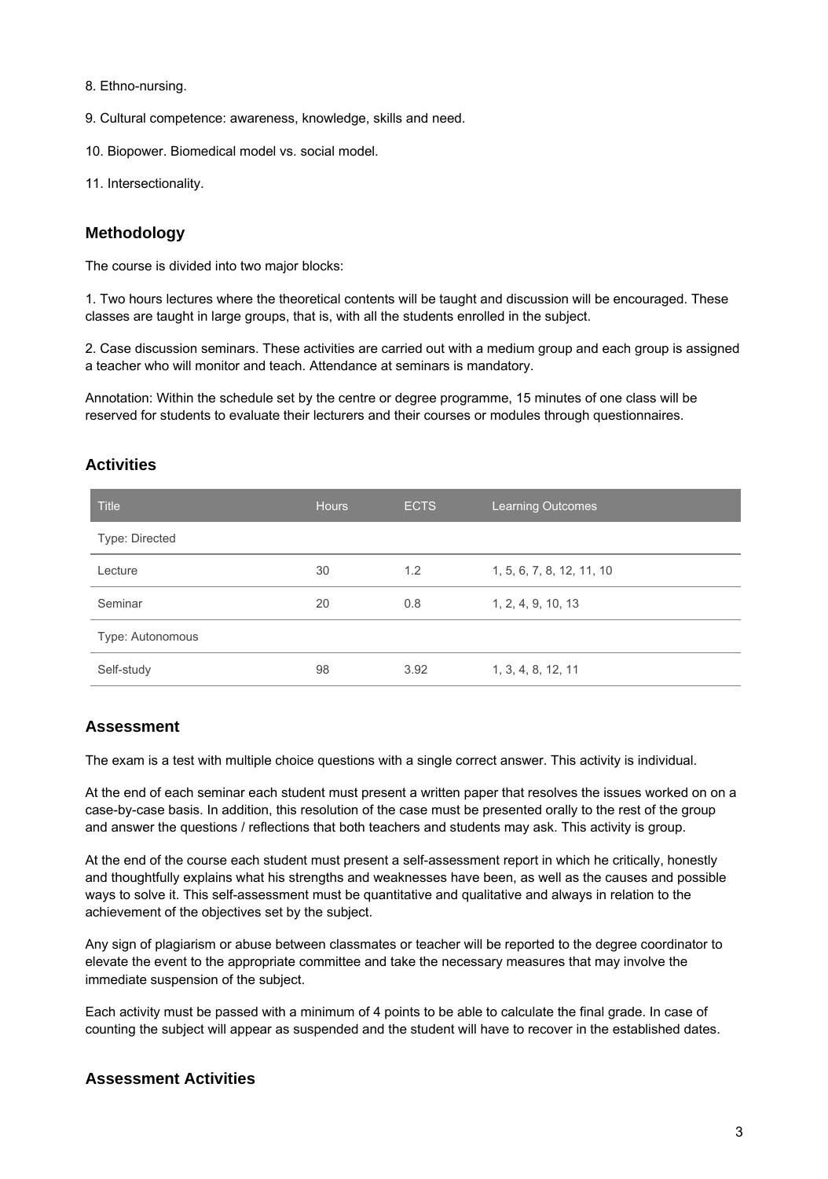8. Ethno-nursing.

9. Cultural competence: awareness, knowledge, skills and need.

10. Biopower. Biomedical model vs. social model.

11. Intersectionality.

## Methodology

The course is divided into two major blocks:

1. Two hours lectures where the theoretical contents will be taught and discussion will be encouraged. These classes are taught in large groups, that is, with all the students enrolled in the subject.

2. Case discussion seminars. These activities are carried out with a medium group and each group is assigned a teacher who will monitor and teach. Attendance at seminars is mandatory.

Annotation: Within the schedule set by the centre or degree programme, 15 minutes of one class will be reserved for students to evaluate their lecturers and their courses or modules through questionnaires.

## Activities

| Title | Hours | ECTS | Learning Outcomes |
| --- | --- | --- | --- |
| Type: Directed | | | |
| Lecture | 30 | 1.2 | 1, 5, 6, 7, 8, 12, 11, 10 |
| Seminar | 20 | 0.8 | 1, 2, 4, 9, 10, 13 |
| Type: Autonomous | | | |
| Self-study | 98 | 3.92 | 1, 3, 4, 8, 12, 11 |

## Assessment

The exam is a test with multiple choice questions with a single correct answer. This activity is individual.

At the end of each seminar each student must present a written paper that resolves the issues worked on on a case-by-case basis. In addition, this resolution of the case must be presented orally to the rest of the group and answer the questions / reflections that both teachers and students may ask. This activity is group.

At the end of the course each student must present a self-assessment report in which he critically, honestly and thoughtfully explains what his strengths and weaknesses have been, as well as the causes and possible ways to solve it. This self-assessment must be quantitative and qualitative and always in relation to the achievement of the objectives set by the subject.

Any sign of plagiarism or abuse between classmates or teacher will be reported to the degree coordinator to elevate the event to the appropriate committee and take the necessary measures that may involve the immediate suspension of the subject.

Each activity must be passed with a minimum of 4 points to be able to calculate the final grade. In case of counting the subject will appear as suspended and the student will have to recover in the established dates.

## Assessment Activities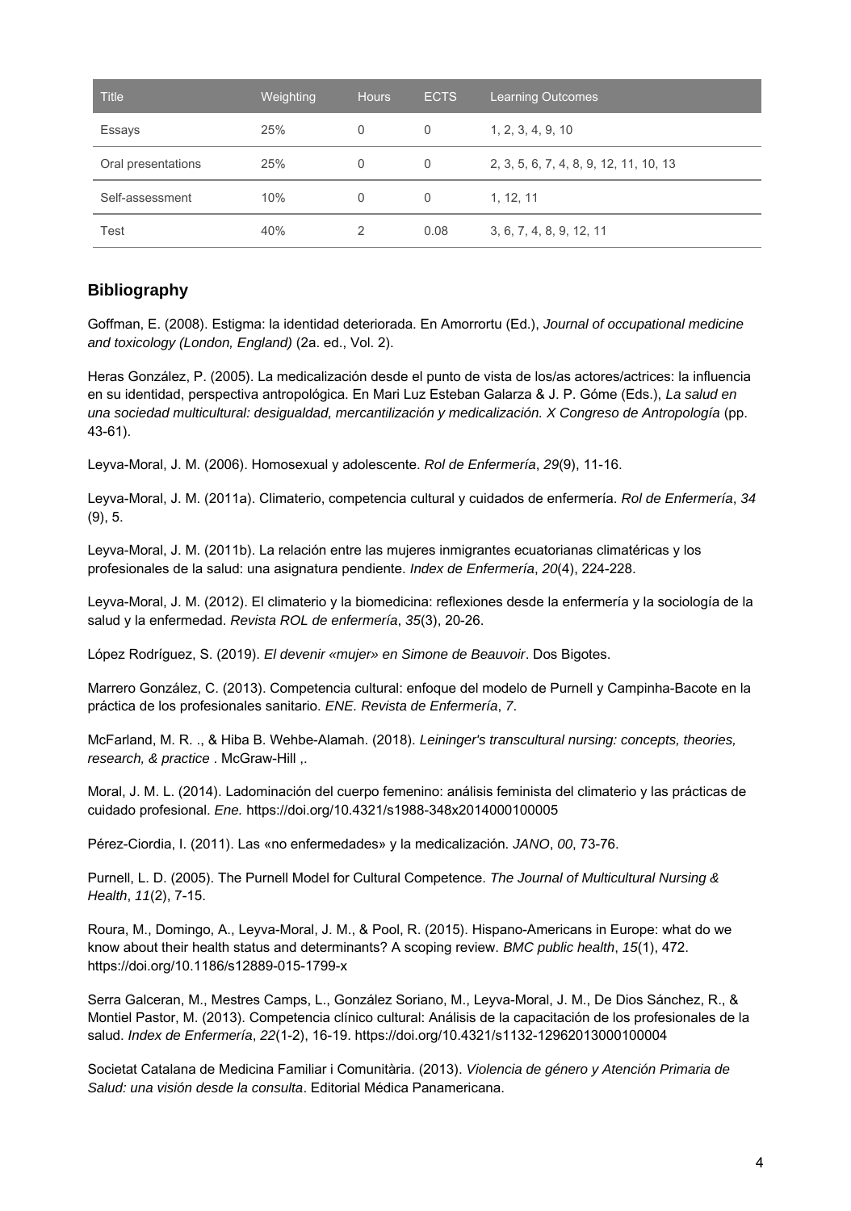| Title | Weighting | Hours | ECTS | Learning Outcomes |
| --- | --- | --- | --- | --- |
| Essays | 25% | 0 | 0 | 1, 2, 3, 4, 9, 10 |
| Oral presentations | 25% | 0 | 0 | 2, 3, 5, 6, 7, 4, 8, 9, 12, 11, 10, 13 |
| Self-assessment | 10% | 0 | 0 | 1, 12, 11 |
| Test | 40% | 2 | 0.08 | 3, 6, 7, 4, 8, 9, 12, 11 |

## Bibliography

Goffman, E. (2008). Estigma: la identidad deteriorada. En Amorrortu (Ed.), *Journal of occupational medicine and toxicology (London, England)* (2a. ed., Vol. 2).

Heras González, P. (2005). La medicalización desde el punto de vista de los/as actores/actrices: la influencia en su identidad, perspectiva antropológica. En Mari Luz Esteban Galarza & J. P. Góme (Eds.), *La salud en una sociedad multicultural: desigualdad, mercantilización y medicalización. X Congreso de Antropología* (pp. 43-61).

Leyva-Moral, J. M. (2006). Homosexual y adolescente. *Rol de Enfermería*, *29*(9), 11-16.

Leyva-Moral, J. M. (2011a). Climaterio, competencia cultural y cuidados de enfermería. *Rol de Enfermería*, *34* (9), 5.

Leyva-Moral, J. M. (2011b). La relación entre las mujeres inmigrantes ecuatorianas climatéricas y los profesionales de la salud: una asignatura pendiente. *Index de Enfermería*, *20*(4), 224-228.

Leyva-Moral, J. M. (2012). El climaterio y la biomedicina: reflexiones desde la enfermería y la sociología de la salud y la enfermedad. *Revista ROL de enfermería*, *35*(3), 20-26.

López Rodríguez, S. (2019). *El devenir «mujer» en Simone de Beauvoir*. Dos Bigotes.

Marrero González, C. (2013). Competencia cultural: enfoque del modelo de Purnell y Campinha-Bacote en la práctica de los profesionales sanitario. *ENE. Revista de Enfermería*, *7*.

McFarland, M. R. ., & Hiba B. Wehbe-Alamah. (2018). *Leininger's transcultural nursing: concepts, theories, research, & practice* . McGraw-Hill ,.

Moral, J. M. L. (2014). Ladominación del cuerpo femenino: análisis feminista del climaterio y las prácticas de cuidado profesional. *Ene.* https://doi.org/10.4321/s1988-348x2014000100005

Pérez-Ciordia, I. (2011). Las «no enfermedades» y la medicalización. *JANO*, *00*, 73-76.

Purnell, L. D. (2005). The Purnell Model for Cultural Competence. *The Journal of Multicultural Nursing & Health*, *11*(2), 7-15.

Roura, M., Domingo, A., Leyva-Moral, J. M., & Pool, R. (2015). Hispano-Americans in Europe: what do we know about their health status and determinants? A scoping review. *BMC public health*, *15*(1), 472. https://doi.org/10.1186/s12889-015-1799-x

Serra Galceran, M., Mestres Camps, L., González Soriano, M., Leyva-Moral, J. M., De Dios Sánchez, R., & Montiel Pastor, M. (2013). Competencia clínico cultural: Análisis de la capacitación de los profesionales de la salud. *Index de Enfermería*, *22*(1-2), 16-19. https://doi.org/10.4321/s1132-12962013000100004

Societat Catalana de Medicina Familiar i Comunitària. (2013). *Violencia de género y Atención Primaria de Salud: una visión desde la consulta*. Editorial Médica Panamericana.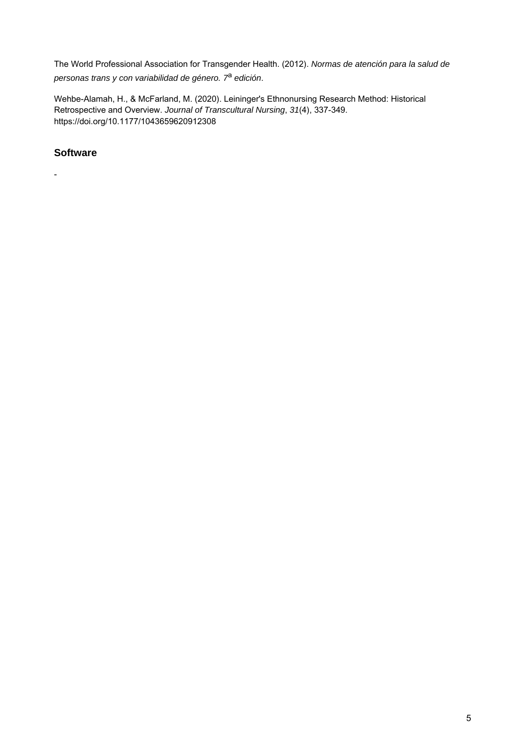The World Professional Association for Transgender Health. (2012). *Normas de atención para la salud de personas trans y con variabilidad de género. 7ª edición*.

Wehbe-Alamah, H., & McFarland, M. (2020). Leininger's Ethnonursing Research Method: Historical Retrospective and Overview. *Journal of Transcultural Nursing*, *31*(4), 337-349. https://doi.org/10.1177/1043659620912308

### Software

-